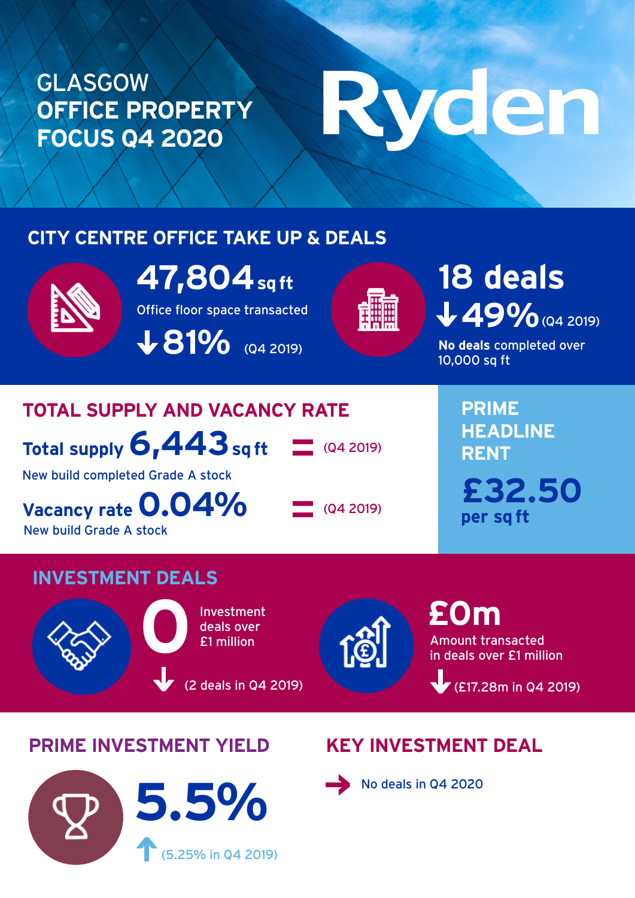# GLASGOW OFFICE PROPERTY FOCUS Q4 2020

Ryden

## CITY CENTRE OFFICE TAKE UP & DEALS

**47,804 sq ft**

Office floor space transacted

↓ 81% (Q4 2019)

**18 deals**

↓ 49% (Q4 2019)

**No deals** completed over 10,000 sq ft

## TOTAL SUPPLY AND VACANCY RATE

**Total supply 6,443 sq ft** = (Q4 2019)

New build completed Grade A stock

**Vacancy rate 0.04%** = (Q4 2019)

New build Grade A stock

## PRIME HEADLINE RENT

**£32.50 per sq ft**

## INVESTMENT DEALS

**0** Investment deals over £1 million

↓ (2 deals in Q4 2019)

**£0m** Amount transacted in deals over £1 million

↓ (£17.28m in Q4 2019)

## PRIME INVESTMENT YIELD

**5.5%**

↑ (5.25% in Q4 2019)

## KEY INVESTMENT DEAL

→ No deals in Q4 2020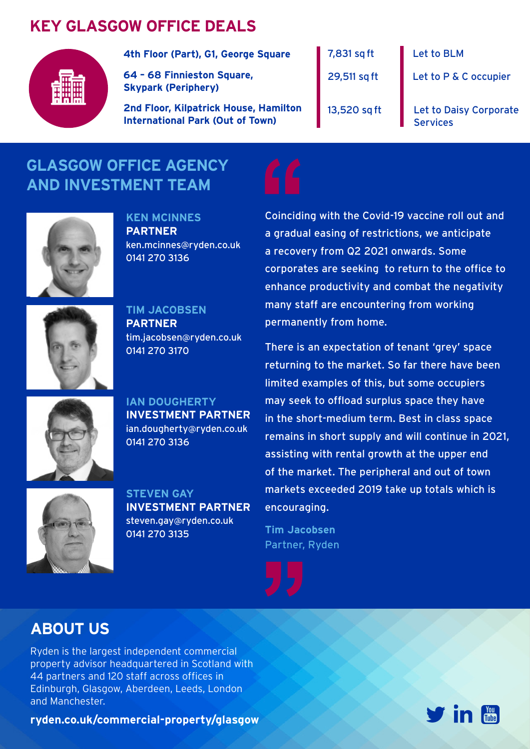## KEY GLASGOW OFFICE DEALS

| | | |
|---|---|---|
| **4th Floor (Part), G1, George Square** | 7,831 sq ft | Let to BLM |
| **64 - 68 Finnieston Square, Skypark (Periphery)** | 29,511 sq ft | Let to P & C occupier |
| **2nd Floor, Kilpatrick House, Hamilton International Park (Out of Town)** | 13,520 sq ft | Let to Daisy Corporate Services |

## GLASGOW OFFICE AGENCY AND INVESTMENT TEAM

**KEN MCINNES**
**PARTNER**
ken.mcinnes@ryden.co.uk
0141 270 3136

**TIM JACOBSEN**
**PARTNER**
tim.jacobsen@ryden.co.uk
0141 270 3170

**IAN DOUGHERTY**
**INVESTMENT PARTNER**
ian.dougherty@ryden.co.uk
0141 270 3136

**STEVEN GAY**
**INVESTMENT PARTNER**
steven.gay@ryden.co.uk
0141 270 3135

> Coinciding with the Covid-19 vaccine roll out and a gradual easing of restrictions, we anticipate a recovery from Q2 2021 onwards. Some corporates are seeking to return to the office to enhance productivity and combat the negativity many staff are encountering from working permanently from home.
>
> There is an expectation of tenant 'grey' space returning to the market. So far there have been limited examples of this, but some occupiers may seek to offload surplus space they have in the short-medium term. Best in class space remains in short supply and will continue in 2021, assisting with rental growth at the upper end of the market. The peripheral and out of town markets exceeded 2019 take up totals which is encouraging.
>
> **Tim Jacobsen**
> Partner, Ryden

## ABOUT US

Ryden is the largest independent commercial property advisor headquartered in Scotland with 44 partners and 120 staff across offices in Edinburgh, Glasgow, Aberdeen, Leeds, London and Manchester.

**ryden.co.uk/commercial-property/glasgow**